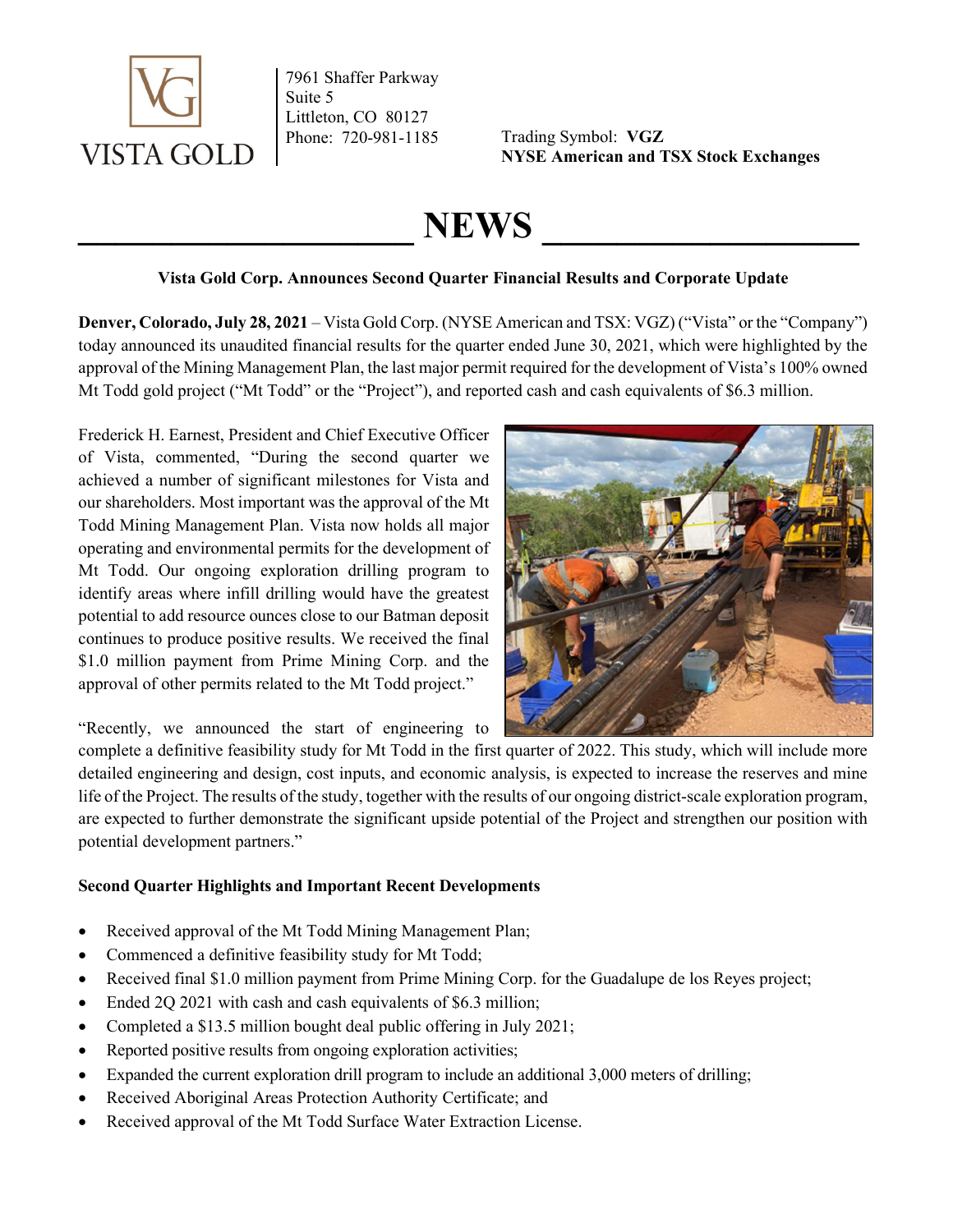VISTA GOLD

7961 Shaffer Parkway
Suite 5
Littleton, CO 80127
Phone: 720-981-1185

Trading Symbol: **VGZ**
**NYSE American and TSX Stock Exchanges**

# NEWS

**Vista Gold Corp. Announces Second Quarter Financial Results and Corporate Update**

**Denver, Colorado, July 28, 2021** – Vista Gold Corp. (NYSE American and TSX: VGZ) ("Vista" or the "Company") today announced its unaudited financial results for the quarter ended June 30, 2021, which were highlighted by the approval of the Mining Management Plan, the last major permit required for the development of Vista's 100% owned Mt Todd gold project ("Mt Todd" or the "Project"), and reported cash and cash equivalents of $6.3 million.

Frederick H. Earnest, President and Chief Executive Officer of Vista, commented, "During the second quarter we achieved a number of significant milestones for Vista and our shareholders. Most important was the approval of the Mt Todd Mining Management Plan. Vista now holds all major operating and environmental permits for the development of Mt Todd. Our ongoing exploration drilling program to identify areas where infill drilling would have the greatest potential to add resource ounces close to our Batman deposit continues to produce positive results. We received the final $1.0 million payment from Prime Mining Corp. and the approval of other permits related to the Mt Todd project."

"Recently, we announced the start of engineering to complete a definitive feasibility study for Mt Todd in the first quarter of 2022. This study, which will include more detailed engineering and design, cost inputs, and economic analysis, is expected to increase the reserves and mine life of the Project. The results of the study, together with the results of our ongoing district-scale exploration program, are expected to further demonstrate the significant upside potential of the Project and strengthen our position with potential development partners."

**Second Quarter Highlights and Important Recent Developments**

- Received approval of the Mt Todd Mining Management Plan;
- Commenced a definitive feasibility study for Mt Todd;
- Received final $1.0 million payment from Prime Mining Corp. for the Guadalupe de los Reyes project;
- Ended 2Q 2021 with cash and cash equivalents of $6.3 million;
- Completed a $13.5 million bought deal public offering in July 2021;
- Reported positive results from ongoing exploration activities;
- Expanded the current exploration drill program to include an additional 3,000 meters of drilling;
- Received Aboriginal Areas Protection Authority Certificate; and
- Received approval of the Mt Todd Surface Water Extraction License.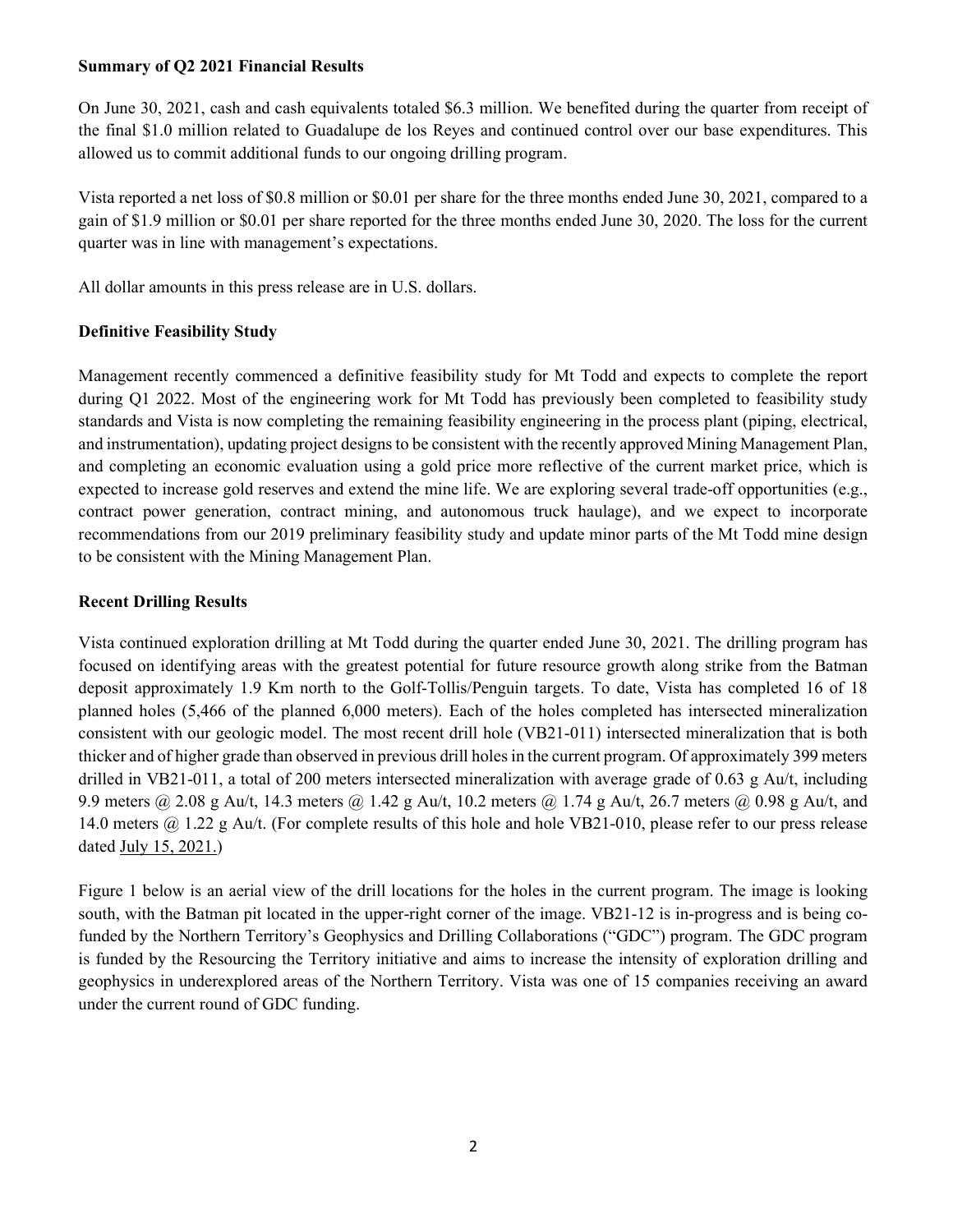**Summary of Q2 2021 Financial Results**

On June 30, 2021, cash and cash equivalents totaled $6.3 million. We benefited during the quarter from receipt of the final $1.0 million related to Guadalupe de los Reyes and continued control over our base expenditures. This allowed us to commit additional funds to our ongoing drilling program.

Vista reported a net loss of $0.8 million or $0.01 per share for the three months ended June 30, 2021, compared to a gain of $1.9 million or $0.01 per share reported for the three months ended June 30, 2020. The loss for the current quarter was in line with management's expectations.

All dollar amounts in this press release are in U.S. dollars.

**Definitive Feasibility Study**

Management recently commenced a definitive feasibility study for Mt Todd and expects to complete the report during Q1 2022. Most of the engineering work for Mt Todd has previously been completed to feasibility study standards and Vista is now completing the remaining feasibility engineering in the process plant (piping, electrical, and instrumentation), updating project designs to be consistent with the recently approved Mining Management Plan, and completing an economic evaluation using a gold price more reflective of the current market price, which is expected to increase gold reserves and extend the mine life. We are exploring several trade-off opportunities (e.g., contract power generation, contract mining, and autonomous truck haulage), and we expect to incorporate recommendations from our 2019 preliminary feasibility study and update minor parts of the Mt Todd mine design to be consistent with the Mining Management Plan.

**Recent Drilling Results**

Vista continued exploration drilling at Mt Todd during the quarter ended June 30, 2021. The drilling program has focused on identifying areas with the greatest potential for future resource growth along strike from the Batman deposit approximately 1.9 Km north to the Golf-Tollis/Penguin targets. To date, Vista has completed 16 of 18 planned holes (5,466 of the planned 6,000 meters). Each of the holes completed has intersected mineralization consistent with our geologic model. The most recent drill hole (VB21-011) intersected mineralization that is both thicker and of higher grade than observed in previous drill holes in the current program. Of approximately 399 meters drilled in VB21-011, a total of 200 meters intersected mineralization with average grade of 0.63 g Au/t, including 9.9 meters @ 2.08 g Au/t, 14.3 meters @ 1.42 g Au/t, 10.2 meters @ 1.74 g Au/t, 26.7 meters @ 0.98 g Au/t, and 14.0 meters @ 1.22 g Au/t. (For complete results of this hole and hole VB21-010, please refer to our press release dated July 15, 2021.)

Figure 1 below is an aerial view of the drill locations for the holes in the current program. The image is looking south, with the Batman pit located in the upper-right corner of the image. VB21-12 is in-progress and is being co-funded by the Northern Territory's Geophysics and Drilling Collaborations ("GDC") program. The GDC program is funded by the Resourcing the Territory initiative and aims to increase the intensity of exploration drilling and geophysics in underexplored areas of the Northern Territory. Vista was one of 15 companies receiving an award under the current round of GDC funding.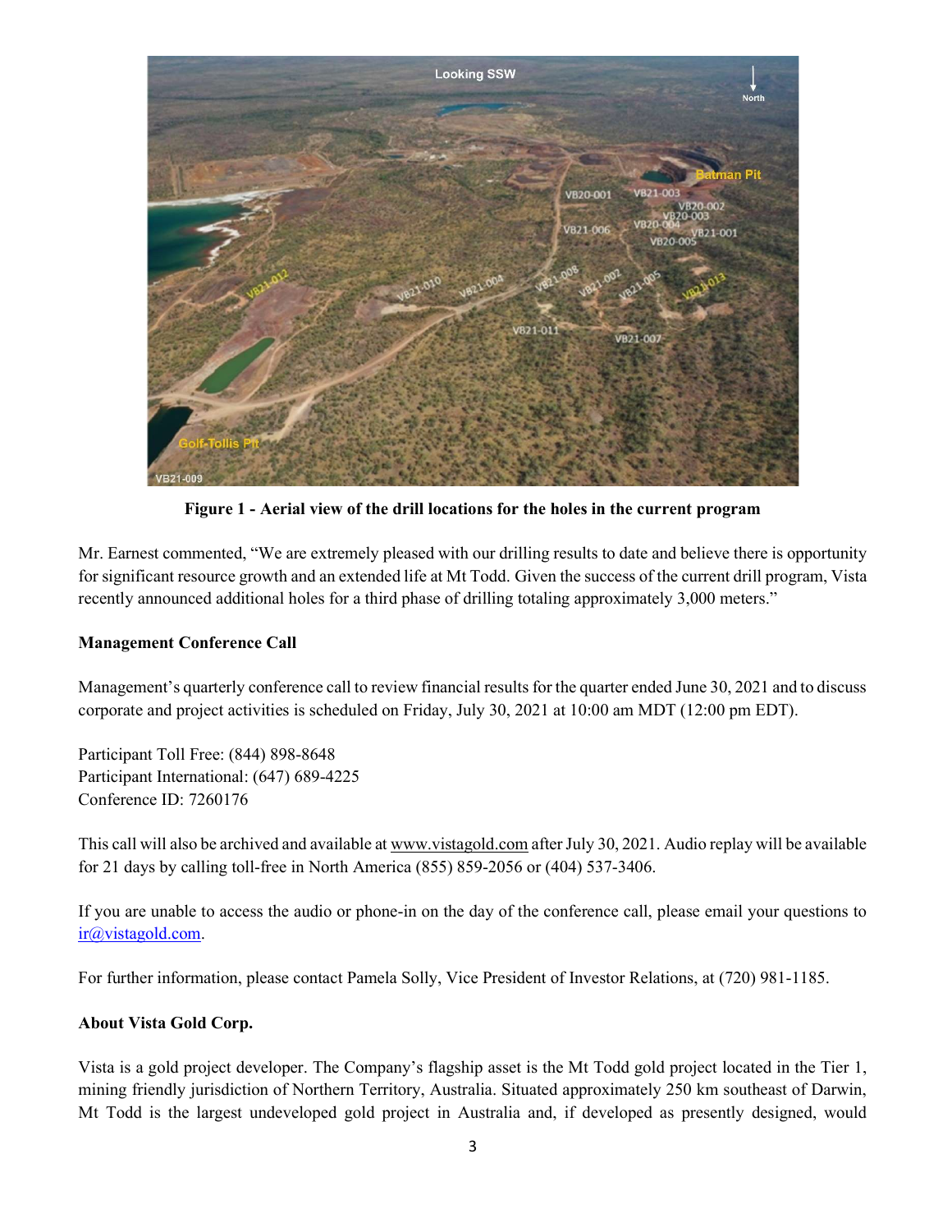**Figure 1 - Aerial view of the drill locations for the holes in the current program**

Mr. Earnest commented, "We are extremely pleased with our drilling results to date and believe there is opportunity for significant resource growth and an extended life at Mt Todd. Given the success of the current drill program, Vista recently announced additional holes for a third phase of drilling totaling approximately 3,000 meters."

**Management Conference Call**

Management's quarterly conference call to review financial results for the quarter ended June 30, 2021 and to discuss corporate and project activities is scheduled on Friday, July 30, 2021 at 10:00 am MDT (12:00 pm EDT).

Participant Toll Free: (844) 898-8648
Participant International: (647) 689-4225
Conference ID: 7260176

This call will also be archived and available at www.vistagold.com after July 30, 2021. Audio replay will be available for 21 days by calling toll-free in North America (855) 859-2056 or (404) 537-3406.

If you are unable to access the audio or phone-in on the day of the conference call, please email your questions to ir@vistagold.com.

For further information, please contact Pamela Solly, Vice President of Investor Relations, at (720) 981-1185.

**About Vista Gold Corp.**

Vista is a gold project developer. The Company's flagship asset is the Mt Todd gold project located in the Tier 1, mining friendly jurisdiction of Northern Territory, Australia. Situated approximately 250 km southeast of Darwin, Mt Todd is the largest undeveloped gold project in Australia and, if developed as presently designed, would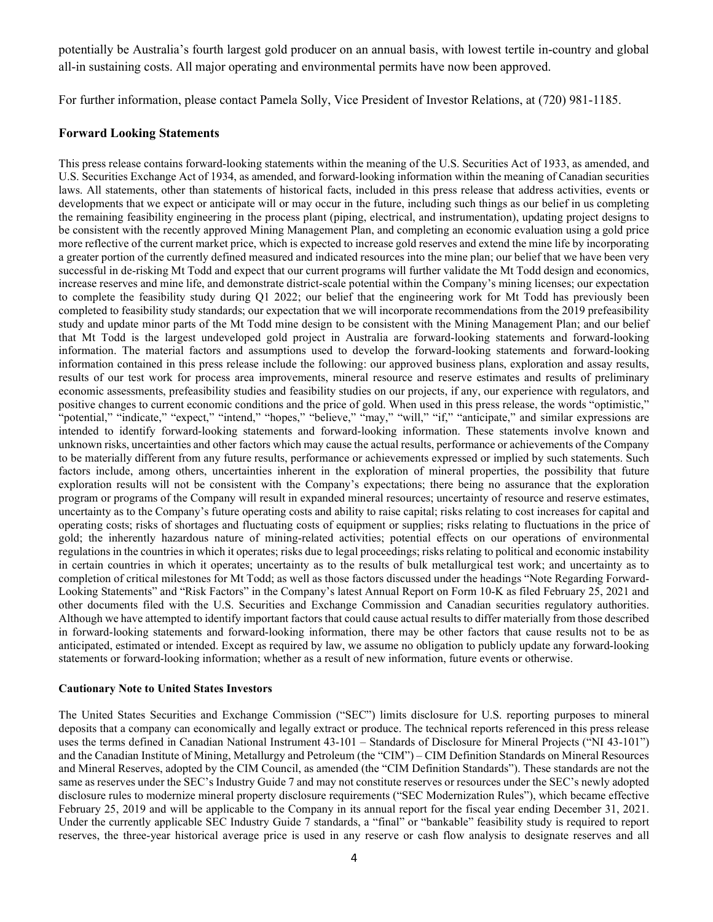potentially be Australia's fourth largest gold producer on an annual basis, with lowest tertile in-country and global all-in sustaining costs. All major operating and environmental permits have now been approved.

For further information, please contact Pamela Solly, Vice President of Investor Relations, at (720) 981-1185.

### Forward Looking Statements

This press release contains forward-looking statements within the meaning of the U.S. Securities Act of 1933, as amended, and U.S. Securities Exchange Act of 1934, as amended, and forward-looking information within the meaning of Canadian securities laws. All statements, other than statements of historical facts, included in this press release that address activities, events or developments that we expect or anticipate will or may occur in the future, including such things as our belief in us completing the remaining feasibility engineering in the process plant (piping, electrical, and instrumentation), updating project designs to be consistent with the recently approved Mining Management Plan, and completing an economic evaluation using a gold price more reflective of the current market price, which is expected to increase gold reserves and extend the mine life by incorporating a greater portion of the currently defined measured and indicated resources into the mine plan; our belief that we have been very successful in de-risking Mt Todd and expect that our current programs will further validate the Mt Todd design and economics, increase reserves and mine life, and demonstrate district-scale potential within the Company's mining licenses; our expectation to complete the feasibility study during Q1 2022; our belief that the engineering work for Mt Todd has previously been completed to feasibility study standards; our expectation that we will incorporate recommendations from the 2019 prefeasibility study and update minor parts of the Mt Todd mine design to be consistent with the Mining Management Plan; and our belief that Mt Todd is the largest undeveloped gold project in Australia are forward-looking statements and forward-looking information. The material factors and assumptions used to develop the forward-looking statements and forward-looking information contained in this press release include the following: our approved business plans, exploration and assay results, results of our test work for process area improvements, mineral resource and reserve estimates and results of preliminary economic assessments, prefeasibility studies and feasibility studies on our projects, if any, our experience with regulators, and positive changes to current economic conditions and the price of gold. When used in this press release, the words "optimistic," "potential," "indicate," "expect," "intend," "hopes," "believe," "may," "will," "if," "anticipate," and similar expressions are intended to identify forward-looking statements and forward-looking information. These statements involve known and unknown risks, uncertainties and other factors which may cause the actual results, performance or achievements of the Company to be materially different from any future results, performance or achievements expressed or implied by such statements. Such factors include, among others, uncertainties inherent in the exploration of mineral properties, the possibility that future exploration results will not be consistent with the Company's expectations; there being no assurance that the exploration program or programs of the Company will result in expanded mineral resources; uncertainty of resource and reserve estimates, uncertainty as to the Company's future operating costs and ability to raise capital; risks relating to cost increases for capital and operating costs; risks of shortages and fluctuating costs of equipment or supplies; risks relating to fluctuations in the price of gold; the inherently hazardous nature of mining-related activities; potential effects on our operations of environmental regulations in the countries in which it operates; risks due to legal proceedings; risks relating to political and economic instability in certain countries in which it operates; uncertainty as to the results of bulk metallurgical test work; and uncertainty as to completion of critical milestones for Mt Todd; as well as those factors discussed under the headings "Note Regarding Forward-Looking Statements" and "Risk Factors" in the Company's latest Annual Report on Form 10-K as filed February 25, 2021 and other documents filed with the U.S. Securities and Exchange Commission and Canadian securities regulatory authorities. Although we have attempted to identify important factors that could cause actual results to differ materially from those described in forward-looking statements and forward-looking information, there may be other factors that cause results not to be as anticipated, estimated or intended. Except as required by law, we assume no obligation to publicly update any forward-looking statements or forward-looking information; whether as a result of new information, future events or otherwise.

### Cautionary Note to United States Investors

The United States Securities and Exchange Commission ("SEC") limits disclosure for U.S. reporting purposes to mineral deposits that a company can economically and legally extract or produce. The technical reports referenced in this press release uses the terms defined in Canadian National Instrument 43-101 – Standards of Disclosure for Mineral Projects ("NI 43-101") and the Canadian Institute of Mining, Metallurgy and Petroleum (the "CIM") – CIM Definition Standards on Mineral Resources and Mineral Reserves, adopted by the CIM Council, as amended (the "CIM Definition Standards"). These standards are not the same as reserves under the SEC's Industry Guide 7 and may not constitute reserves or resources under the SEC's newly adopted disclosure rules to modernize mineral property disclosure requirements ("SEC Modernization Rules"), which became effective February 25, 2019 and will be applicable to the Company in its annual report for the fiscal year ending December 31, 2021. Under the currently applicable SEC Industry Guide 7 standards, a "final" or "bankable" feasibility study is required to report reserves, the three-year historical average price is used in any reserve or cash flow analysis to designate reserves and all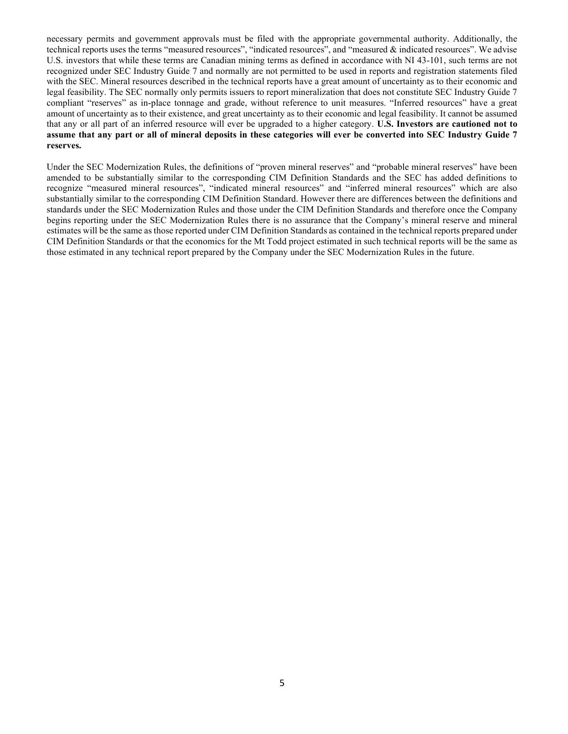necessary permits and government approvals must be filed with the appropriate governmental authority. Additionally, the technical reports uses the terms "measured resources", "indicated resources", and "measured & indicated resources". We advise U.S. investors that while these terms are Canadian mining terms as defined in accordance with NI 43-101, such terms are not recognized under SEC Industry Guide 7 and normally are not permitted to be used in reports and registration statements filed with the SEC. Mineral resources described in the technical reports have a great amount of uncertainty as to their economic and legal feasibility. The SEC normally only permits issuers to report mineralization that does not constitute SEC Industry Guide 7 compliant "reserves" as in-place tonnage and grade, without reference to unit measures. "Inferred resources" have a great amount of uncertainty as to their existence, and great uncertainty as to their economic and legal feasibility. It cannot be assumed that any or all part of an inferred resource will ever be upgraded to a higher category. **U.S. Investors are cautioned not to assume that any part or all of mineral deposits in these categories will ever be converted into SEC Industry Guide 7 reserves.**

Under the SEC Modernization Rules, the definitions of "proven mineral reserves" and "probable mineral reserves" have been amended to be substantially similar to the corresponding CIM Definition Standards and the SEC has added definitions to recognize "measured mineral resources", "indicated mineral resources" and "inferred mineral resources" which are also substantially similar to the corresponding CIM Definition Standard. However there are differences between the definitions and standards under the SEC Modernization Rules and those under the CIM Definition Standards and therefore once the Company begins reporting under the SEC Modernization Rules there is no assurance that the Company's mineral reserve and mineral estimates will be the same as those reported under CIM Definition Standards as contained in the technical reports prepared under CIM Definition Standards or that the economics for the Mt Todd project estimated in such technical reports will be the same as those estimated in any technical report prepared by the Company under the SEC Modernization Rules in the future.